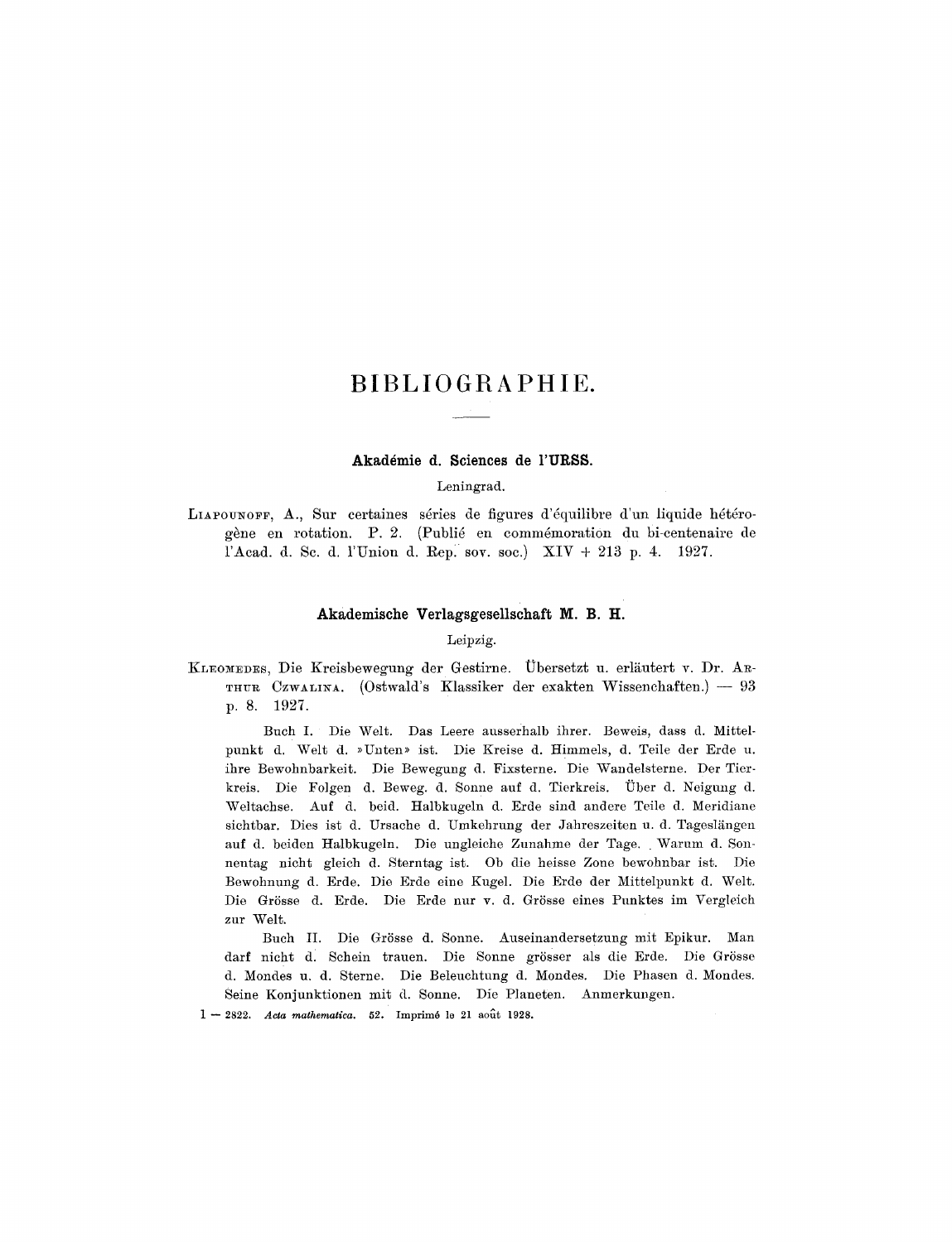# BIBLIOGRAPHIE.

## Akadémie d. Sciences de l'URSS.

Leningrad.

LIAPOUNOFF, A., Sur certaines séries de figures d'équilibre d'un liquide hétérogène en rotation. P. 2. (Publié en commémoration du bi-centenaire de l'Acad. d. Sc. d. l'Union d. Rep. sov. soc.) XIV + 213 p. 4. 1927.

## Akademische Verlagsgesellschaft M. B. H.

Leipzig.

KLEOMEDES, Die Kreisbewegung der Gestirne. Übersetzt u. erläutert v. Dr. ARTHUR CZWALINA. (Ostwald's Klassiker der exakten Wissenschaften.) — 93 p. 8. 1927.

Buch I. Die Welt. Das Leere ausserhalb ihrer. Beweis, dass d. Mittelpunkt d. Welt d. »Unten» ist. Die Kreise d. Himmels, d. Teile der Erde u. ihre Bewohnbarkeit. Die Bewegung d. Fixsterne. Die Wandelsterne. Der Tierkreis. Die Folgen d. Beweg. d. Sonne auf d. Tierkreis. Über d. Neigung d. Weltachse. Auf d. beid. Halbkugeln d. Erde sind andere Teile d. Meridiane sichtbar. Dies ist d. Ursache d. Umkehrung der Jahreszeiten u. d. Tageslängen auf d. beiden Halbkugeln. Die ungleiche Zunahme der Tage. Warum d. Sonnentag nicht gleich d. Sterntag ist. Ob die heisse Zone bewohnbar ist. Die Bewohnung d. Erde. Die Erde eine Kugel. Die Erde der Mittelpunkt d. Welt. Die Grösse d. Erde. Die Erde nur v. d. Grösse eines Punktes im Vergleich zur Welt.

Buch II. Die Grösse d. Sonne. Auseinandersetzung mit Epikur. Man darf nicht d. Schein trauen. Die Sonne grösser als die Erde. Die Grösse d. Mondes u. d. Sterne. Die Beleuchtung d. Mondes. Die Phasen d. Mondes. Seine Konjunktionen mit d. Sonne. Die Planeten. Anmerkungen.

1 — 2822. *Acta mathematica.* 52. Imprimé le 21 août 1928.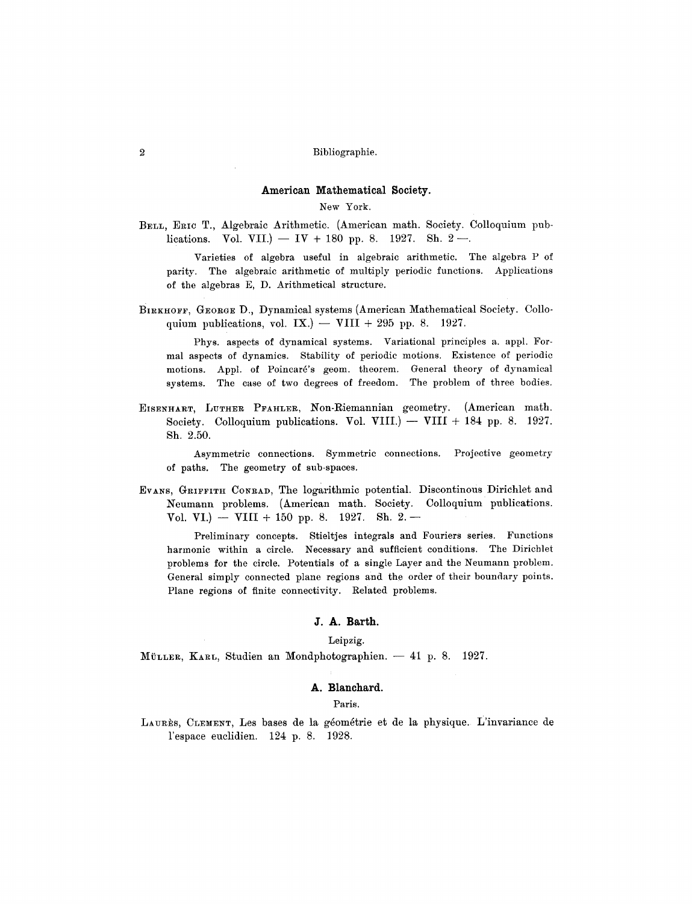## American Mathematical Society.

New York.

Bell, Eric T., Algebraic Arithmetic. (American math. Society. Colloquium publications. Vol. VII.) — IV + 180 pp. 8. 1927. Sh. 2 —.

> Varieties of algebra useful in algebraic arithmetic. The algebra P of parity. The algebraic arithmetic of multiply periodic functions. Applications of the algebras E, D. Arithmetical structure.

Birkhoff, George D., Dynamical systems (American Mathematical Society. Colloquium publications, vol. IX.) — VIII + 295 pp. 8. 1927.

> Phys. aspects of dynamical systems. Variational principles a. appl. Formal aspects of dynamics. Stability of periodic motions. Existence of periodic motions. Appl. of Poincaré's geom. theorem. General theory of dynamical systems. The case of two degrees of freedom. The problem of three bodies.

Eisenhart, Luther Pfahler, Non-Riemannian geometry. (American math. Society. Colloquium publications. Vol. VIII.) — VIII + 184 pp. 8. 1927. Sh. 2.50.

> Asymmetric connections. Symmetric connections. Projective geometry of paths. The geometry of sub-spaces.

Evans, Griffith Conrad, The logarithmic potential. Discontinous Dirichlet and Neumann problems. (American math. Society. Colloquium publications. Vol. VI.) — VIII + 150 pp. 8. 1927. Sh. 2. —

> Preliminary concepts. Stieltjes integrals and Fouriers series. Functions harmonic within a circle. Necessary and sufficient conditions. The Dirichlet problems for the circle. Potentials of a single Layer and the Neumann problem. General simply connected plane regions and the order of their boundary points. Plane regions of finite connectivity. Related problems.

## J. A. Barth.

Leipzig.

Müller, Karl, Studien an Mondphotographien. — 41 p. 8. 1927.

## A. Blanchard.

Paris.

Laurès, Clement, Les bases de la géométrie et de la physique. L'invariance de l'espace euclidien. 124 p. 8. 1928.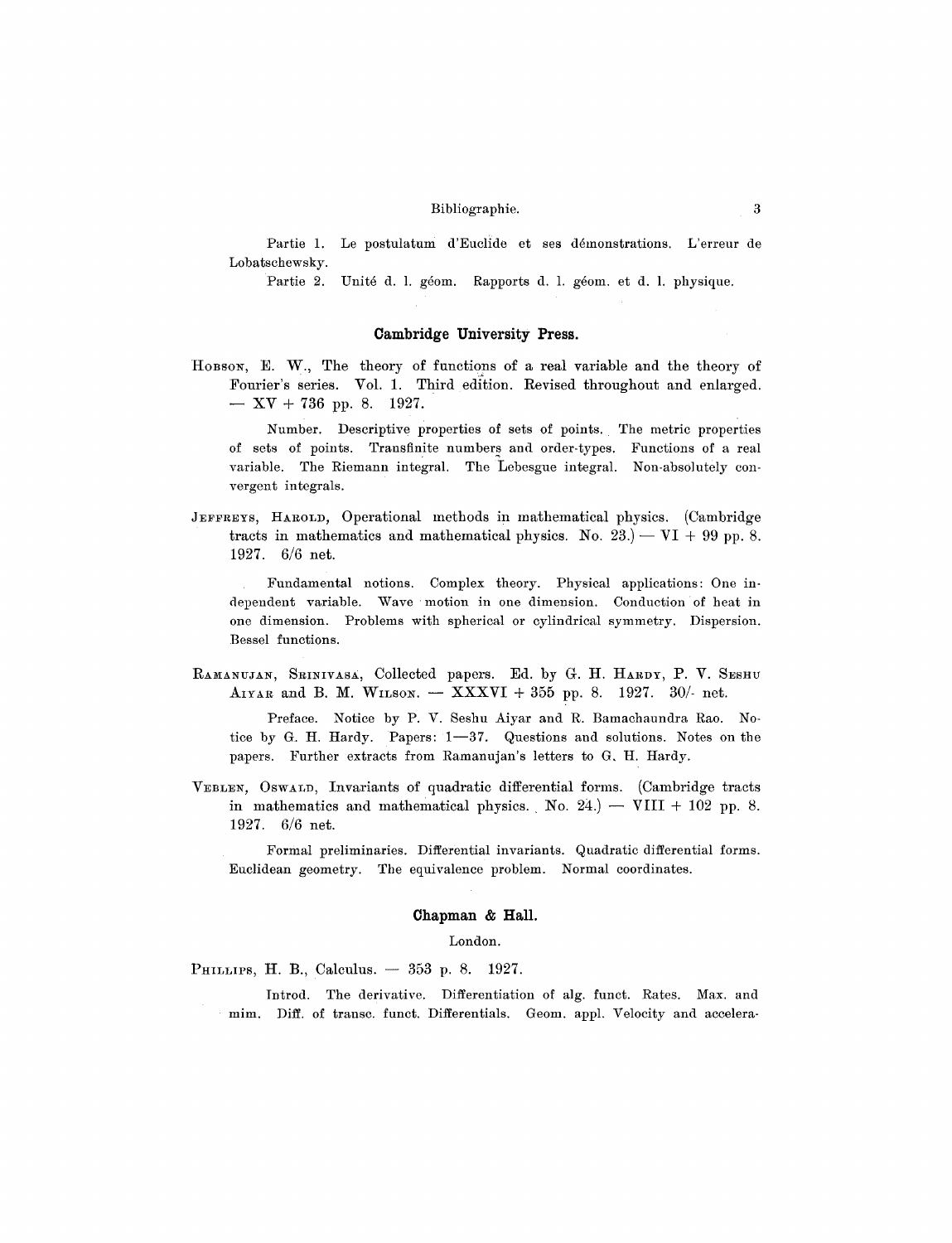Partie 1. Le postulatum d'Euclide et ses démonstrations. L'erreur de Lobatschewsky.

Partie 2. Unité d. l. géom. Rapports d. l. géom. et d. l. physique.

## Cambridge University Press.

Hobson, E. W., The theory of functions of a real variable and the theory of Fourier's series. Vol. 1. Third edition. Revised throughout and enlarged. — XV + 736 pp. 8. 1927.

Number. Descriptive properties of sets of points. The metric properties of sets of points. Transfinite numbers and order-types. Functions of a real variable. The Riemann integral. The Lebesgue integral. Non-absolutely convergent integrals.

Jeffreys, Harold, Operational methods in mathematical physics. (Cambridge tracts in mathematics and mathematical physics. No. 23.) — VI + 99 pp. 8. 1927. 6/6 net.

Fundamental notions. Complex theory. Physical applications: One independent variable. Wave motion in one dimension. Conduction of heat in one dimension. Problems with spherical or cylindrical symmetry. Dispersion. Bessel functions.

Ramanujan, Srinivasa, Collected papers. Ed. by G. H. Hardy, P. V. Seshu Aiyar and B. M. Wilson. — XXXVI + 355 pp. 8. 1927. 30/- net.

Preface. Notice by P. V. Seshu Aiyar and R. Ramachaundra Rao. Notice by G. H. Hardy. Papers: 1—37. Questions and solutions. Notes on the papers. Further extracts from Ramanujan's letters to G. H. Hardy.

Veblen, Oswald, Invariants of quadratic differential forms. (Cambridge tracts in mathematics and mathematical physics. No. 24.) — VIII + 102 pp. 8. 1927. 6/6 net.

Formal preliminaries. Differential invariants. Quadratic differential forms. Euclidean geometry. The equivalence problem. Normal coordinates.

## Chapman & Hall.

London.

Phillips, H. B., Calculus. — 353 p. 8. 1927.

Introd. The derivative. Differentiation of alg. funct. Rates. Max. and mim. Diff. of transc. funct. Differentials. Geom. appl. Velocity and accelera-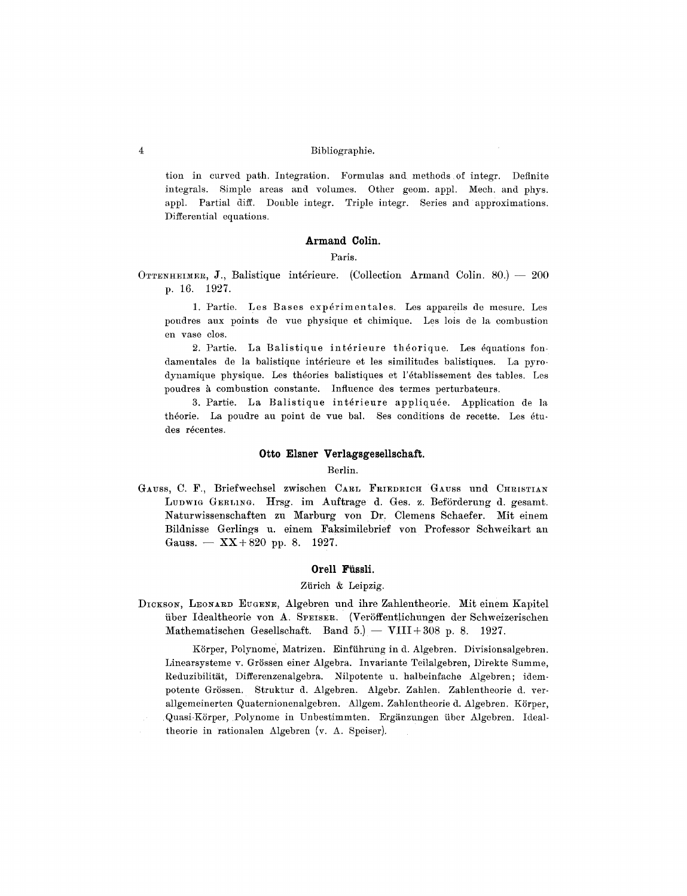tion in curved path. Integration. Formulas and methods of integr. Definite integrals. Simple areas and volumes. Other geom. appl. Mech. and phys. appl. Partial diff. Double integr. Triple integr. Series and approximations. Differential equations.

### Armand Colin.

Paris.

OTTENHEIMER, J., Balistique intérieure. (Collection Armand Colin. 80.) — 200 p. 16. 1927.

1. Partie. Les Bases expérimentales. Les appareils de mesure. Les poudres aux points de vue physique et chimique. Les lois de la combustion en vase clos.

2. Partie. La Balistique intérieure théorique. Les équations fondamentales de la balistique intérieure et les similitudes balistiques. La pyrodynamique physique. Les théories balistiques et l'établissement des tables. Les poudres à combustion constante. Influence des termes perturbateurs.

3. Partie. La Balistique intérieure appliquée. Application de la théorie. La poudre au point de vue bal. Ses conditions de recette. Les études récentes.

### Otto Elsner Verlagsgesellschaft.

Berlin.

GAUSS, C. F., Briefwechsel zwischen CARL FRIEDRICH GAUSS und CHRISTIAN LUDWIG GERLING. Hrsg. im Auftrage d. Ges. z. Beförderung d. gesamt. Naturwissenschaften zu Marburg von Dr. Clemens Schaefer. Mit einem Bildnisse Gerlings u. einem Faksimilebrief von Professor Schweikart an Gauss. — XX + 820 pp. 8. 1927.

### Orell Füssli.

Zürich & Leipzig.

DICKSON, LEONARD EUGENE, Algebren und ihre Zahlentheorie. Mit einem Kapitel über Idealtheorie von A. SPEISER. (Veröffentlichungen der Schweizerischen Mathematischen Gesellschaft. Band 5.) — VIII + 308 p. 8. 1927.

Körper, Polynome, Matrizen. Einführung in d. Algebren. Divisionsalgebren. Linearsysteme v. Grössen einer Algebra. Invariante Teilalgebren, Direkte Summe, Reduzibilität, Differenzenalgebra. Nilpotente u. halbeinfache Algebren; idempotente Grössen. Struktur d. Algebren. Algebr. Zahlen. Zahlentheorie d. verallgemeinerten Quaternionenalgebren. Allgem. Zahlentheorie d. Algebren. Körper, Quasi-Körper, Polynome in Unbestimmten. Ergänzungen über Algebren. Idealtheorie in rationalen Algebren (v. A. Speiser).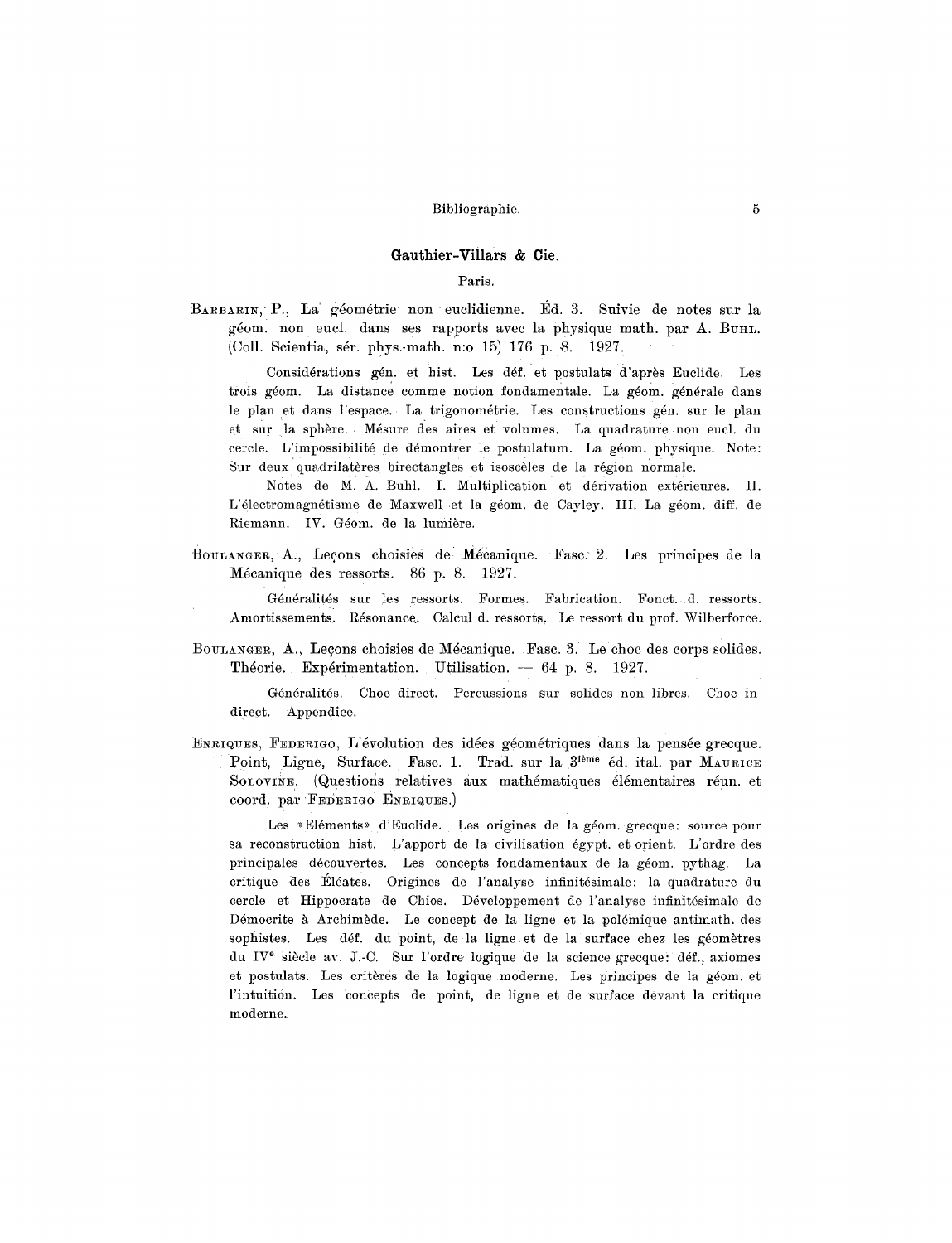## Gauthier-Villars & Cie.

Paris.

Barbarin, P., La géométrie non euclidienne. Éd. 3. Suivie de notes sur la géom. non eucl. dans ses rapports avec la physique math. par A. Buhl. (Coll. Scientia, sér. phys.-math. n:o 15) 176 p. 8. 1927.

Considérations gén. et hist. Les déf. et postulats d'après Euclide. Les trois géom. La distance comme notion fondamentale. La géom. générale dans le plan et dans l'espace. La trigonométrie. Les constructions gén. sur le plan et sur la sphère. Mesure des aires et volumes. La quadrature non eucl. du cercle. L'impossibilité de démontrer le postulatum. La géom. physique. Note: Sur deux quadrilatères birectangles et isoscèles de la région normale.

Notes de M. A. Buhl. I. Multiplication et dérivation extérieures. II. L'électromagnétisme de Maxwell et la géom. de Cayley. III. La géom. diff. de Riemann. IV. Géom. de la lumière.

Boulanger, A., Leçons choisies de Mécanique. Fasc. 2. Les principes de la Mécanique des ressorts. 86 p. 8. 1927.

Généralités sur les ressorts. Formes. Fabrication. Fonct. d. ressorts. Amortissements. Résonance. Calcul d. ressorts. Le ressort du prof. Wilberforce.

Boulanger, A., Leçons choisies de Mécanique. Fasc. 3. Le choc des corps solides. Théorie. Expérimentation. Utilisation. — 64 p. 8. 1927.

Généralités. Choc direct. Percussions sur solides non libres. Choc indirect. Appendice.

Enriques, Federigo, L'évolution des idées géométriques dans la pensée grecque. Point, Ligne, Surface. Fasc. 1. Trad. sur la 3ième éd. ital. par Maurice Solovine. (Questions relatives aux mathématiques élémentaires réun. et coord. par Federigo Enriques.)

Les »Eléments» d'Euclide. Les origines de la géom. grecque: source pour sa reconstruction hist. L'apport de la civilisation égypt. et orient. L'ordre des principales découvertes. Les concepts fondamentaux de la géom. pythag. La critique des Éléates. Origines de l'analyse infinitésimale: la quadrature du cercle et Hippocrate de Chios. Développement de l'analyse infinitésimale de Démocrite à Archimède. Le concept de la ligne et la polémique antimath. des sophistes. Les déf. du point, de la ligne et de la surface chez les géomètres du IVe siècle av. J.-C. Sur l'ordre logique de la science grecque: déf., axiomes et postulats. Les critères de la logique moderne. Les principes de la géom. et l'intuition. Les concepts de point, de ligne et de surface devant la critique moderne.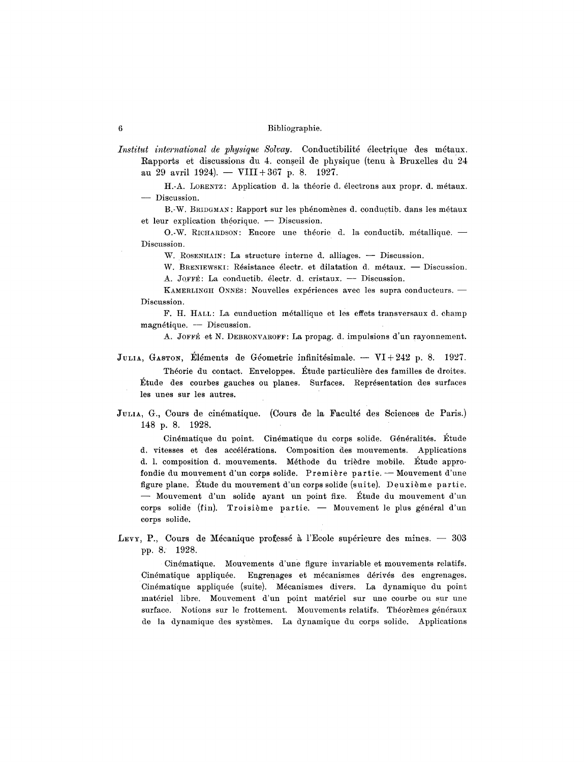*Institut international de physique Solvay.* Conductibilité électrique des métaux. Rapports et discussions du 4. conseil de physique (tenu à Bruxelles du 24 au 29 avril 1924). — VIII + 367 p. 8. 1927.

H.-A. LORENTZ: Application d. la théorie d. électrons aux propr. d. métaux. — Discussion.

B.-W. BRIDGMAN: Rapport sur les phénomènes d. conductib. dans les métaux et leur explication théorique. — Discussion.

O.-W. RICHARDSON: Encore une théorie d. la conductib. métallique. — Discussion.

W. ROSENHAIN: La structure interne d. alliages. — Discussion.

W. BRENIEWSKI: Résistance électr. et dilatation d. métaux. — Discussion.

A. JOFFÉ: La conductib. électr. d. cristaux. — Discussion.

KAMERLINGH ONNES: Nouvelles expériences avec les supra conducteurs. — Discussion.

F. H. HALL: La cunduction métallique et les effets transversaux d. champ magnétique. — Discussion.

A. JOFFÉ et N. DEBRONVAROFF: La propag. d. impulsions d'un rayonnement.

JULIA, GASTON, Éléments de Géometrie infinitésimale. — VI + 242 p. 8. 1927.

Théorie du contact. Enveloppes. Étude particulière des familles de droites. Étude des courbes gauches ou planes. Surfaces. Représentation des surfaces les unes sur les autres.

JULIA, G., Cours de cinématique. (Cours de la Faculté des Sciences de Paris.) 148 p. 8. 1928.

Cinématique du point. Cinématique du corps solide. Généralités. Étude d. vitesses et des accélérations. Composition des mouvements. Applications d. l. composition d. mouvements. Méthode du trièdre mobile. Étude approfondie du mouvement d'un corps solide. Première partie. — Mouvement d'une figure plane. Étude du mouvement d'un corps solide (suite). Deuxième partie. — Mouvement d'un solide ayant un point fixe. Étude du mouvement d'un corps solide (fin). Troisième partie. — Mouvement le plus général d'un corps solide.

LEVY, P., Cours de Mécanique professé à l'Ecole supérieure des mines. — 303 pp. 8. 1928.

Cinématique. Mouvements d'une figure invariable et mouvements relatifs. Cinématique appliquée. Engrenages et mécanismes dérivés des engrenages. Cinématique appliquée (suite). Mécanismes divers. La dynamique du point matériel libre. Mouvement d'un point matériel sur une courbe ou sur une surface. Notions sur le frottement. Mouvements relatifs. Théorèmes généraux de la dynamique des systèmes. La dynamique du corps solide. Applications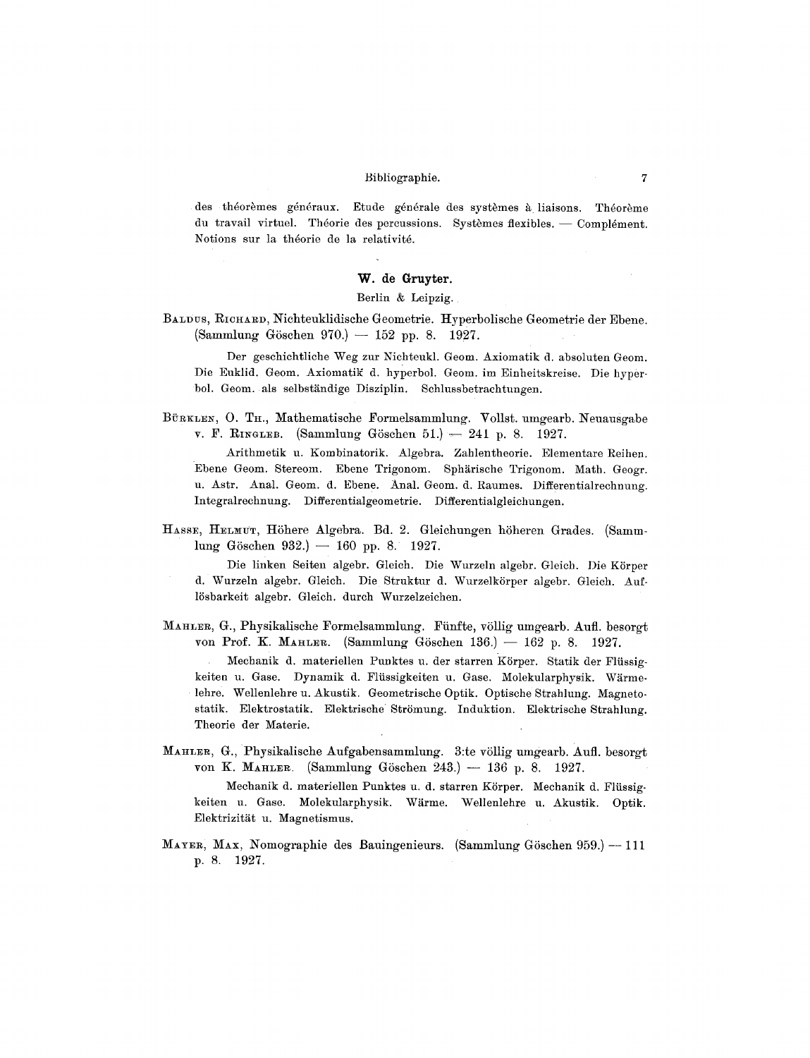des théorèmes généraux. Etude générale des systèmes à liaisons. Théorème du travail virtuel. Théorie des percussions. Systèmes flexibles. — Complément. Notions sur la théorie de la relativité.

### W. de Gruyter.

Berlin & Leipzig.

BALDUS, RICHARD, Nichteuklidische Geometrie. Hyperbolische Geometrie der Ebene. (Sammlung Göschen 970.) — 152 pp. 8. 1927.

Der geschichtliche Weg zur Nichteukl. Geom. Axiomatik d. absoluten Geom. Die Euklid. Geom. Axiomatik d. hyperbol. Geom. im Einheitskreise. Die hyperbol. Geom. als selbständige Disziplin. Schlussbetrachtungen.

BÜRKLEN, O. TH., Mathematische Formelsammlung. Vollst. umgearb. Neuausgabe v. F. RINGLEB. (Sammlung Göschen 51.) — 241 p. 8. 1927.

Arithmetik u. Kombinatorik. Algebra. Zahlentheorie. Elementare Reihen. Ebene Geom. Stereom. Ebene Trigonom. Sphärische Trigonom. Math. Geogr. u. Astr. Anal. Geom. d. Ebene. Anal. Geom. d. Raumes. Differentialrechnung. Integralrechnung. Differentialgeometrie. Differentialgleichungen.

HASSE, HELMUT, Höhere Algebra. Bd. 2. Gleichungen höheren Grades. (Sammlung Göschen 932.) — 160 pp. 8. 1927.

Die linken Seiten algebr. Gleich. Die Wurzeln algebr. Gleich. Die Körper d. Wurzeln algebr. Gleich. Die Struktur d. Wurzelkörper algebr. Gleich. Auflösbarkeit algebr. Gleich. durch Wurzelzeichen.

MAHLER, G., Physikalische Formelsammlung. Fünfte, völlig umgearb. Aufl. besorgt von Prof. K. MAHLER. (Sammlung Göschen 136.) — 162 p. 8. 1927.

Mechanik d. materiellen Punktes u. der starren Körper. Statik der Flüssigkeiten u. Gase. Dynamik d. Flüssigkeiten u. Gase. Molekularphysik. Wärmelehre. Wellenlehre u. Akustik. Geometrische Optik. Optische Strahlung. Magnetostatik. Elektrostatik. Elektrische Strömung. Induktion. Elektrische Strahlung. Theorie der Materie.

MAHLER, G., Physikalische Aufgabensammlung. 3:te völlig umgearb. Aufl. besorgt von K. MAHLER. (Sammlung Göschen 243.) — 136 p. 8. 1927.

Mechanik d. materiellen Punktes u. d. starren Körper. Mechanik d. Flüssigkeiten u. Gase. Molekularphysik. Wärme. Wellenlehre u. Akustik. Optik. Elektrizität u. Magnetismus.

MAYER, MAX, Nomographie des Bauingenieurs. (Sammlung Göschen 959.) — 111 p. 8. 1927.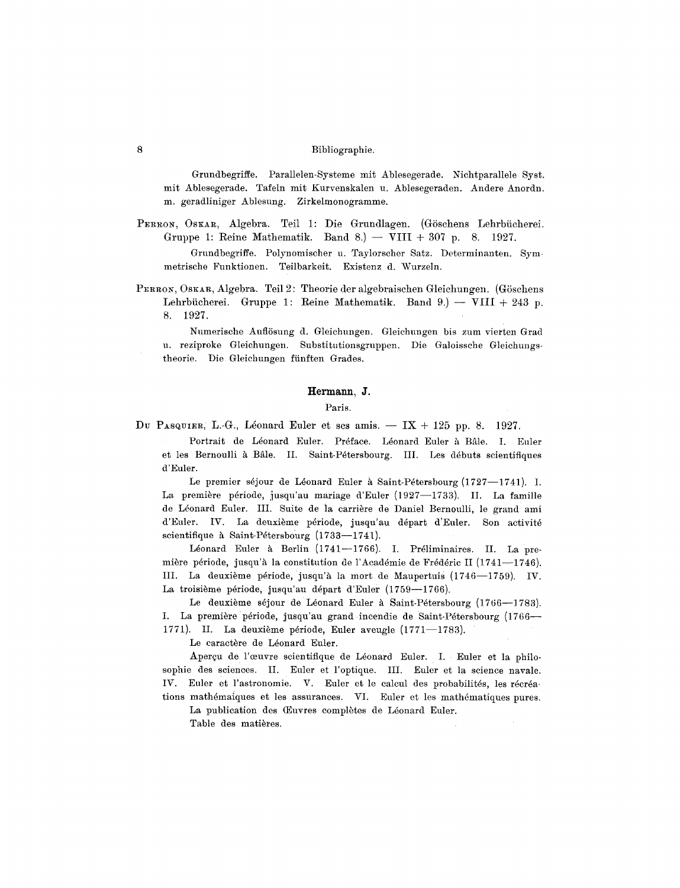Grundbegriffe. Parallelen-Systeme mit Ablesegerade. Nichtparallele Syst. mit Ablesegerade. Tafeln mit Kurvenskalen u. Ablesegeraden. Andere Anordn. m. geradliniger Ablesung. Zirkelmonogramme.

Perron, Oskar, Algebra. Teil 1: Die Grundlagen. (Göschens Lehrbücherei. Gruppe 1: Reine Mathematik. Band 8.) — VIII + 307 p. 8. 1927.

Grundbegriffe. Polynomischer u. Taylorscher Satz. Determinanten. Symmetrische Funktionen. Teilbarkeit. Existenz d. Wurzeln.

Perron, Oskar, Algebra. Teil 2: Theorie der algebraischen Gleichungen. (Göschens Lehrbücherei. Gruppe 1: Reine Mathematik. Band 9.) — VIII + 243 p. 8. 1927.

Numerische Auflösung d. Gleichungen. Gleichungen bis zum vierten Grad u. reziproke Gleichungen. Substitutionsgruppen. Die Galoissche Gleichungstheorie. Die Gleichungen fünften Grades.

## Hermann, J.

Paris.

Du Pasquier, L.-G., Léonard Euler et ses amis. — IX + 125 pp. 8. 1927.

Portrait de Léonard Euler. Préface. Léonard Euler à Bâle. I. Euler et les Bernoulli à Bâle. II. Saint-Pétersbourg. III. Les débuts scientifiques d'Euler.

Le premier séjour de Léonard Euler à Saint-Pétersbourg (1727—1741). I. La première période, jusqu'au mariage d'Euler (1927—1733). II. La famille de Léonard Euler. III. Suite de la carrière de Daniel Bernoulli, le grand ami d'Euler. IV. La deuxième période, jusqu'au départ d'Euler. Son activité scientifique à Saint-Pétersbourg (1733—1741).

Léonard Euler à Berlin (1741—1766). I. Préliminaires. II. La première période, jusqu'à la constitution de l'Académie de Frédéric II (1741—1746). III. La deuxième période, jusqu'à la mort de Maupertuis (1746—1759). IV. La troisième période, jusqu'au départ d'Euler (1759—1766).

Le deuxième séjour de Léonard Euler à Saint-Pétersbourg (1766—1783). I. La première période, jusqu'au grand incendie de Saint-Pétersbourg (1766—1771). II. La deuxième période, Euler aveugle (1771—1783).

Le caractère de Léonard Euler.

Aperçu de l'œuvre scientifique de Léonard Euler. I. Euler et la philosophie des sciences. II. Euler et l'optique. III. Euler et la science navale. IV. Euler et l'astronomie. V. Euler et le calcul des probabilités, les récréations mathémaiques et les assurances. VI. Euler et les mathématiques pures.

La publication des Œuvres complètes de Léonard Euler.

Table des matières.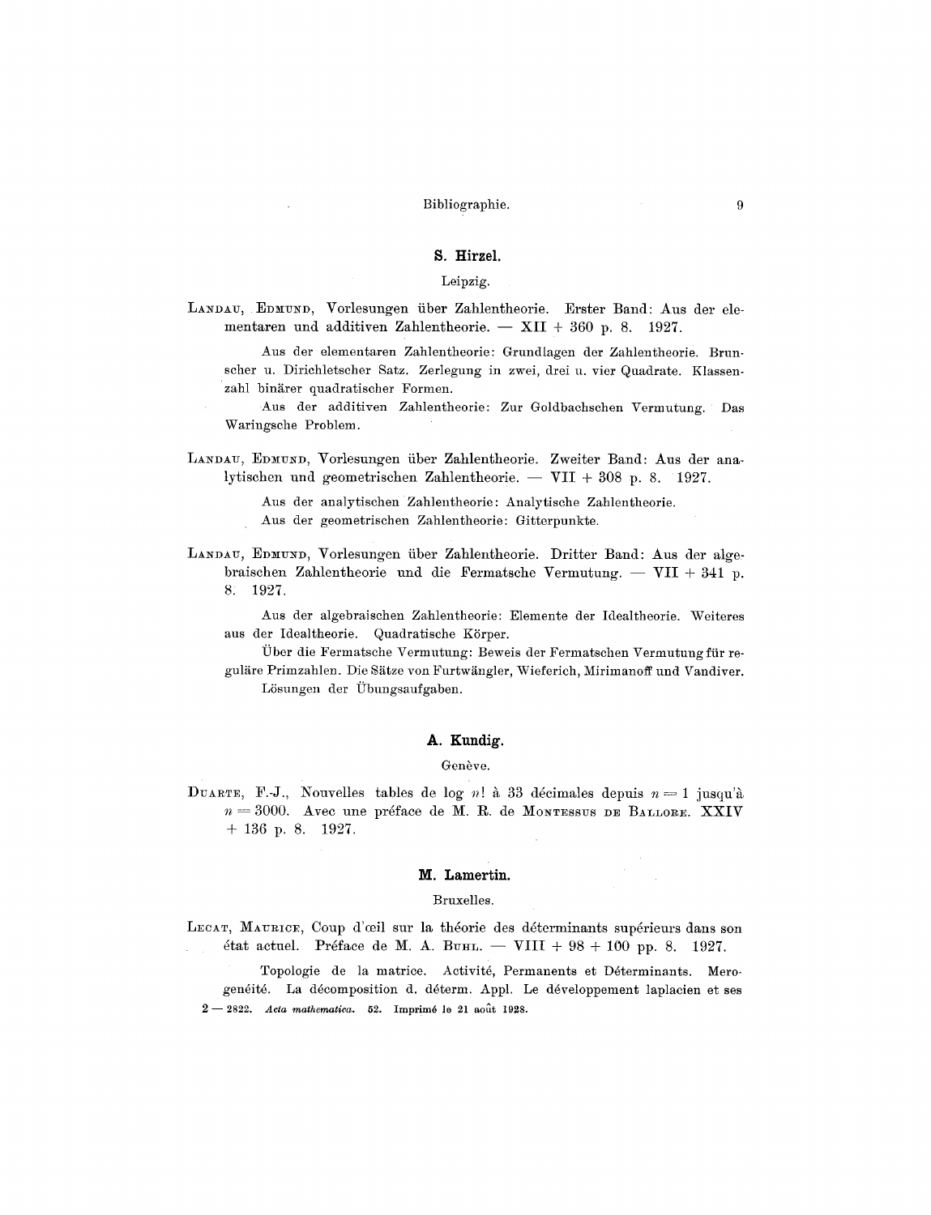### S. Hirzel.

Leipzig.

LANDAU, EDMUND, Vorlesungen über Zahlentheorie. Erster Band: Aus der elementaren und additiven Zahlentheorie. — XII + 360 p. 8. 1927.

Aus der elementaren Zahlentheorie: Grundlagen der Zahlentheorie. Brunscher u. Dirichletscher Satz. Zerlegung in zwei, drei u. vier Quadrate. Klassenzahl binärer quadratischer Formen.

Aus der additiven Zahlentheorie: Zur Goldbachschen Vermutung. Das Waringsche Problem.

LANDAU, EDMUND, Vorlesungen über Zahlentheorie. Zweiter Band: Aus der analytischen und geometrischen Zahlentheorie. — VII + 308 p. 8. 1927.

Aus der analytischen Zahlentheorie: Analytische Zahlentheorie.
Aus der geometrischen Zahlentheorie: Gitterpunkte.

LANDAU, EDMUND, Vorlesungen über Zahlentheorie. Dritter Band: Aus der algebraischen Zahlentheorie und die Fermatsche Vermutung. — VII + 341 p. 8. 1927.

Aus der algebraischen Zahlentheorie: Elemente der Idealtheorie. Weiteres aus der Idealtheorie. Quadratische Körper.

Über die Fermatsche Vermutung: Beweis der Fermatschen Vermutung für reguläre Primzahlen. Die Sätze von Furtwängler, Wieferich, Mirimanoff und Vandiver.

Lösungen der Übungsaufgaben.

### A. Kundig.

Genève.

DUARTE, F.-J., Nouvelles tables de log $n!$ à 33 décimales depuis $n = 1$ jusqu'à $n = 3000$. Avec une préface de M. R. de MONTESSUS DE BALLORE. XXIV + 136 p. 8. 1927.

### M. Lamertin.

Bruxelles.

LECAT, MAURICE, Coup d'œil sur la théorie des déterminants supérieurs dans son état actuel. Préface de M. A. BUHL. — VIII + 98 + 100 pp. 8. 1927.

Topologie de la matrice. Activité, Permanents et Déterminants. Merogenéité. La décomposition d. déterm. Appl. Le développement laplacien et ses

2 — 2822. *Acta mathematica.* 52. Imprimé le 21 août 1928.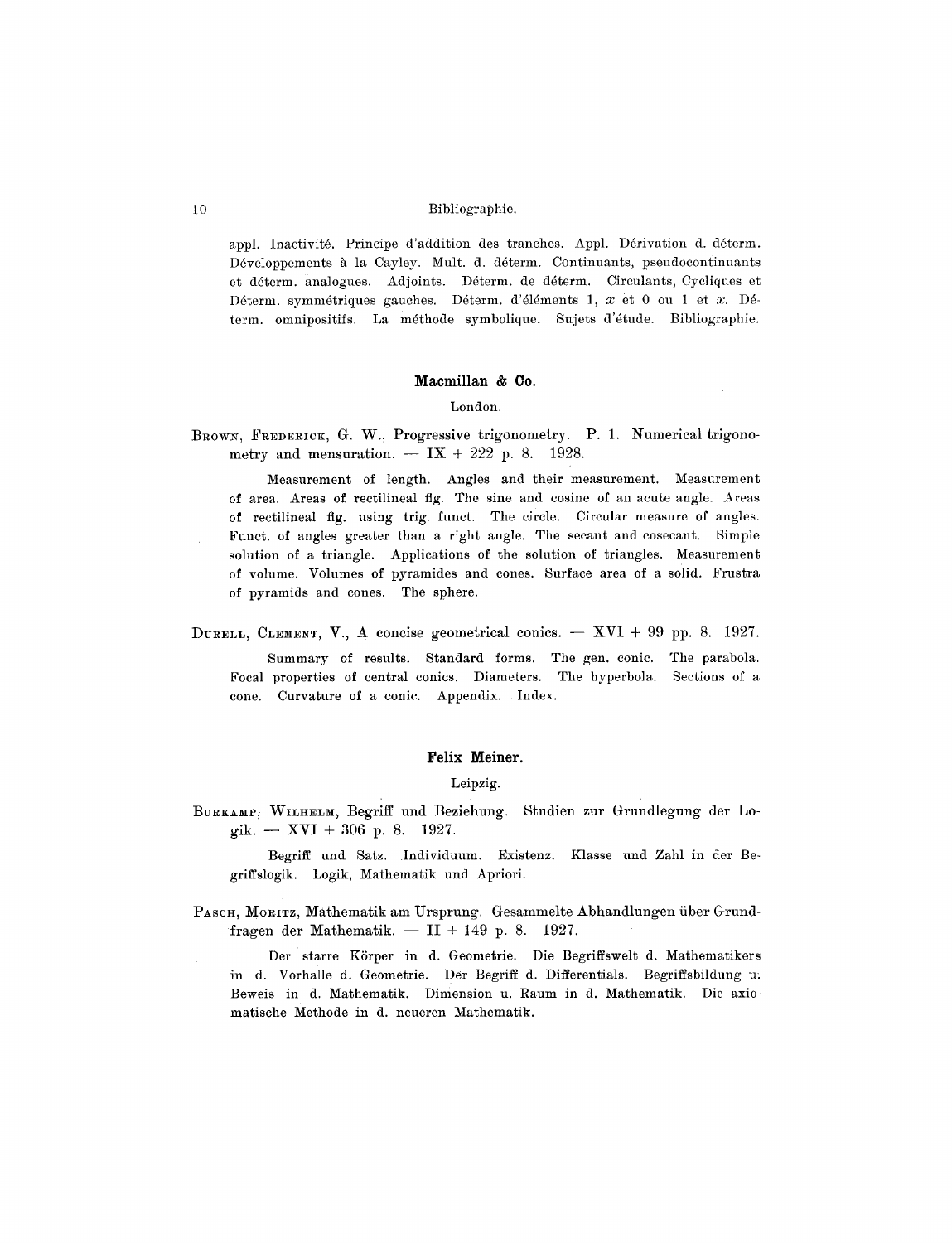appl. Inactivité. Principe d'addition des tranches. Appl. Dérivation d. déterm. Développements à la Cayley. Mult. d. déterm. Continuants, pseudocontinuants et déterm. analogues. Adjoints. Déterm. de déterm. Circulants, Cycliques et Déterm. symmétriques gauches. Déterm. d'éléments 1, $x$ et 0 ou 1 et $x$. Déterm. omnipositifs. La méthode symbolique. Sujets d'étude. Bibliographie.

## Macmillan & Co.

London.

Brown, Frederick, G. W., Progressive trigonometry. P. 1. Numerical trigonometry and mensuration. — IX + 222 p. 8. 1928.

Measurement of length. Angles and their measurement. Measurement of area. Areas of rectilineal fig. The sine and cosine of an acute angle. Areas of rectilineal fig. using trig. funct. The circle. Circular measure of angles. Funct. of angles greater than a right angle. The secant and cosecant. Simple solution of a triangle. Applications of the solution of triangles. Measurement of volume. Volumes of pyramides and cones. Surface area of a solid. Frustra of pyramids and cones. The sphere.

Durell, Clement, V., A concise geometrical conics. — XVI + 99 pp. 8. 1927.

Summary of results. Standard forms. The gen. conic. The parabola. Focal properties of central conics. Diameters. The hyperbola. Sections of a cone. Curvature of a conic. Appendix. Index.

## Felix Meiner.

Leipzig.

Burkamp, Wilhelm, Begriff und Beziehung. Studien zur Grundlegung der Logik. — XVI + 306 p. 8. 1927.

Begriff und Satz. Individuum. Existenz. Klasse und Zahl in der Begriffslogik. Logik, Mathematik und Apriori.

Pasch, Moritz, Mathematik am Ursprung. Gesammelte Abhandlungen über Grundfragen der Mathematik. — II + 149 p. 8. 1927.

Der starre Körper in d. Geometrie. Die Begriffswelt d. Mathematikers in d. Vorhalle d. Geometrie. Der Begriff d. Differentials. Begriffsbildung u. Beweis in d. Mathematik. Dimension u. Raum in d. Mathematik. Die axiomatische Methode in d. neueren Mathematik.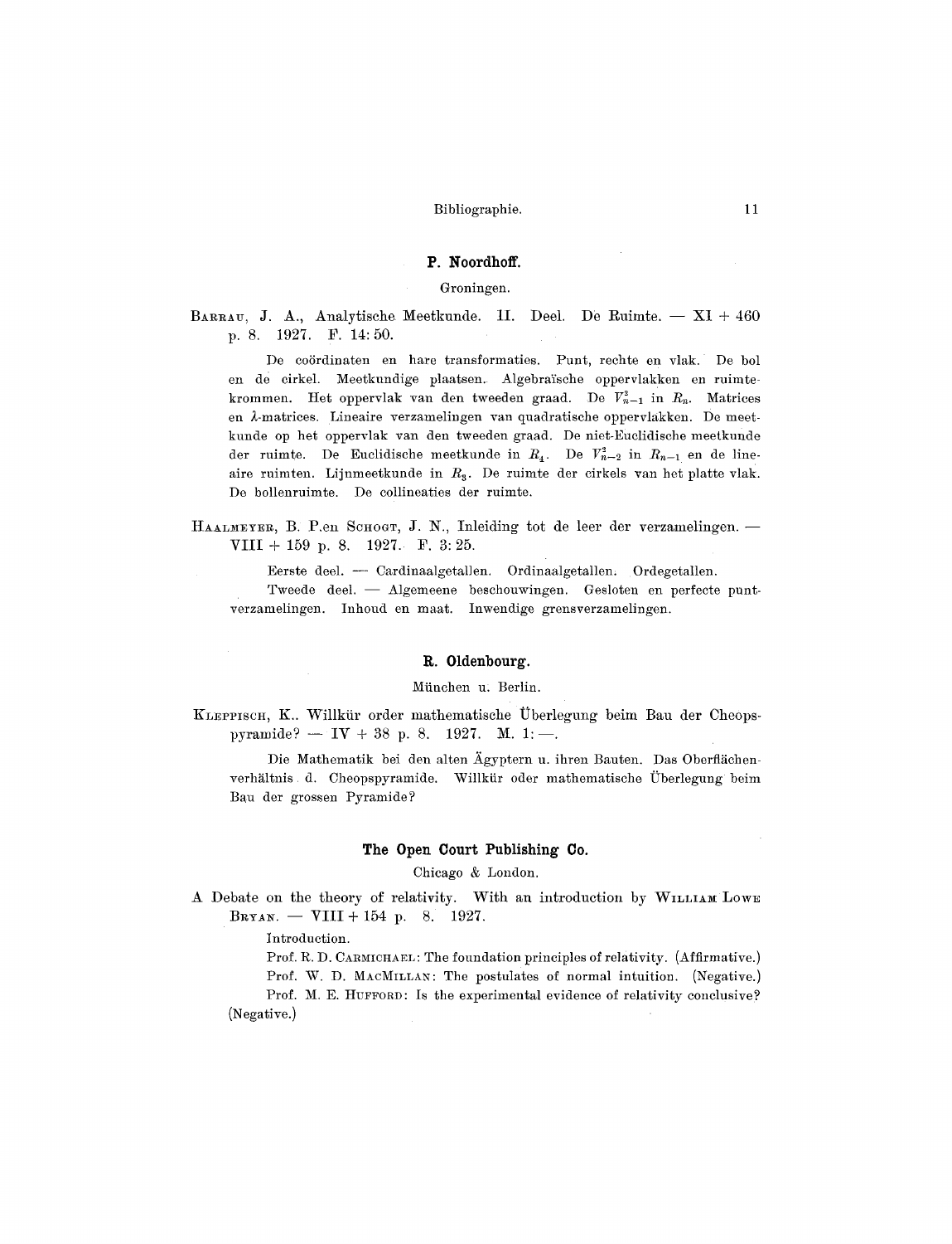### P. Noordhoff.

Groningen.

Barrau, J. A., Analytische Meetkunde. II. Deel. De Ruimte. — XI + 460 p. 8. 1927. F. 14:50.

De coördinaten en hare transformaties. Punt, rechte en vlak. De bol en de cirkel. Meetkundige plaatsen. Algebraïsche oppervlakken en ruimtekrommen. Het oppervlak van den tweeden graad. De $V_{n-1}^2$ in $R_n$. Matrices en $\lambda$-matrices. Lineaire verzamelingen van quadratische oppervlakken. De meetkunde op het oppervlak van den tweeden graad. De niet-Euclidische meetkunde der ruimte. De Euclidische meetkunde in $R_4$. De $V_{n-2}^2$ in $R_{n-1}$ en de lineaire ruimten. Lijnmeetkunde in $R_3$. De ruimte der cirkels van het platte vlak. De bollenruimte. De collineaties der ruimte.

Haalmeyer, B. P. en Schogt, J. N., Inleiding tot de leer der verzamelingen. — VIII + 159 p. 8. 1927. F. 3:25.

Eerste deel. — Cardinaalgetallen. Ordinaalgetallen. Ordegetallen.

Tweede deel. — Algemeene beschouwingen. Gesloten en perfecte puntverzamelingen. Inhoud en maat. Inwendige grensverzamelingen.

### R. Oldenbourg.

München u. Berlin.

Kleppisch, K.. Willkür order mathematische Überlegung beim Bau der Cheopspyramide? — IV + 38 p. 8. 1927. M. 1:—.

Die Mathematik bei den alten Ägyptern u. ihren Bauten. Das Oberflächenverhältnis d. Cheopspyramide. Willkür oder mathematische Überlegung beim Bau der grossen Pyramide?

### The Open Court Publishing Co.

Chicago & London.

A Debate on the theory of relativity. With an introduction by William Lowe Bryan. — VIII + 154 p. 8. 1927.

Introduction.

Prof. R. D. Carmichael: The foundation principles of relativity. (Affirmative.)

Prof. W. D. MacMillan: The postulates of normal intuition. (Negative.)

Prof. M. E. Hufford: Is the experimental evidence of relativity conclusive? (Negative.)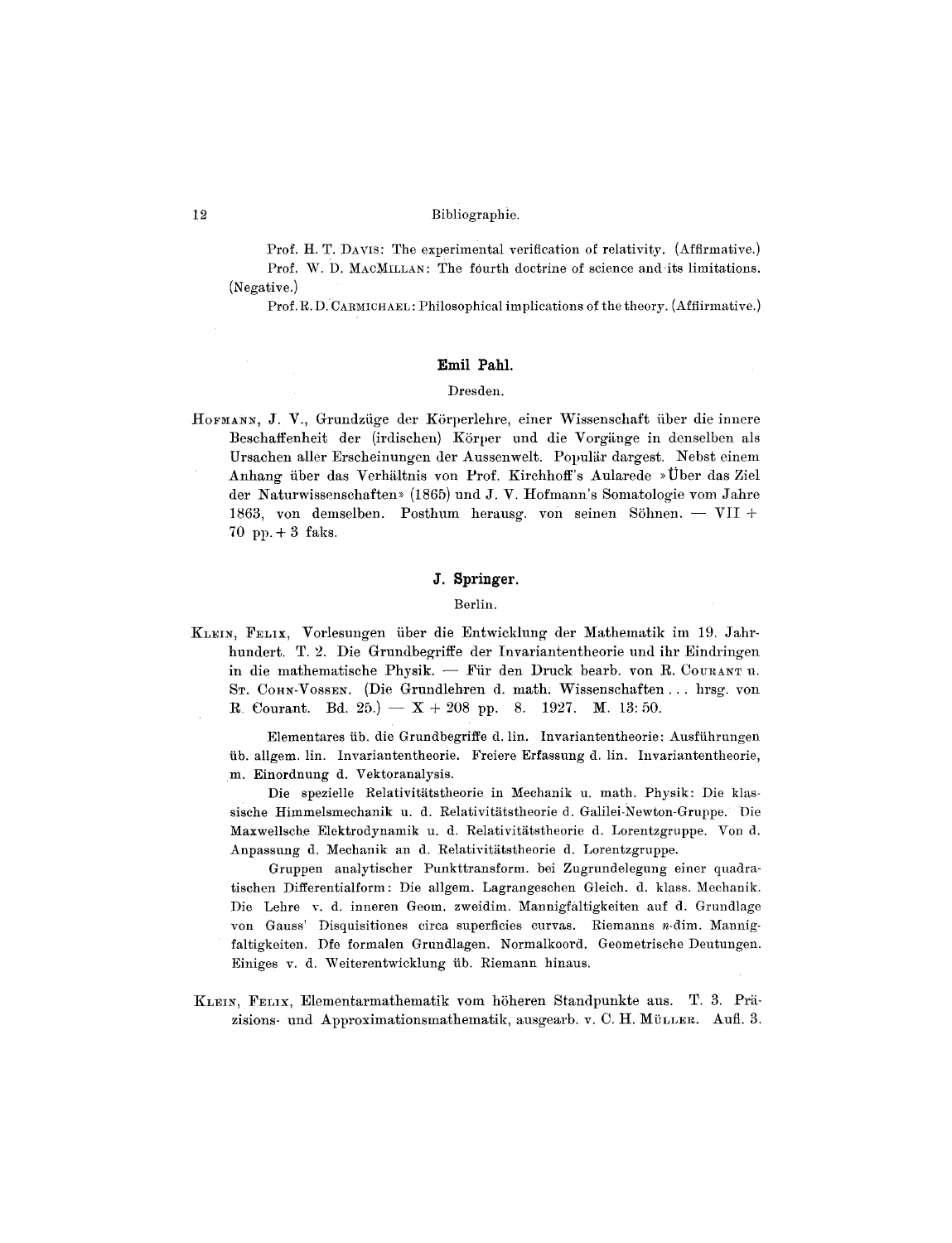Prof. H. T. Davis: The experimental verification of relativity. (Affirmative.)

Prof. W. D. MacMillan: The fourth doctrine of science and its limitations. (Negative.)

Prof. R. D. Carmichael: Philosophical implications of the theory. (Affiirmative.)

### Emil Pahl.

Dresden.

Hofmann, J. V., Grundzüge der Körperlehre, einer Wissenschaft über die innere Beschaffenheit der (irdischen) Körper und die Vorgänge in denselben als Ursachen aller Erscheinungen der Aussenwelt. Populär dargest. Nebst einem Anhang über das Verhältnis von Prof. Kirchhoff's Aularede »Über das Ziel der Naturwissenschaften» (1865) und J. V. Hofmann's Somatologie vom Jahre 1863, von demselben. Posthum herausg. von seinen Söhnen. — VII + 70 pp. + 3 faks.

### J. Springer.

Berlin.

Klein, Felix, Vorlesungen über die Entwicklung der Mathematik im 19. Jahrhundert. T. 2. Die Grundbegriffe der Invariantentheorie und ihr Eindringen in die mathematische Physik. — Für den Druck bearb. von R. Courant u. St. Cohn-Vossen. (Die Grundlehren d. math. Wissenschaften ... hrsg. von R. Courant. Bd. 25.) — X + 208 pp. 8. 1927. M. 13: 50.

Elementares üb. die Grundbegriffe d. lin. Invariantentheorie: Ausführungen üb. allgem. lin. Invariantentheorie. Freiere Erfassung d. lin. Invariantentheorie, m. Einordnung d. Vektoranalysis.

Die spezielle Relativitätstheorie in Mechanik u. math. Physik: Die klassische Himmelsmechanik u. d. Relativitätstheorie d. Galilei-Newton-Gruppe. Die Maxwellsche Elektrodynamik u. d. Relativitätstheorie d. Lorentzgruppe. Von d. Anpassung d. Mechanik an d. Relativitätstheorie d. Lorentzgruppe.

Gruppen analytischer Punkttransform. bei Zugrundelegung einer quadratischen Differentialform: Die allgem. Lagrangeschen Gleich. d. klass. Mechanik. Die Lehre v. d. inneren Geom. zweidim. Mannigfaltigkeiten auf d. Grundlage von Gauss' Disquisitiones circa superficies curvas. Riemanns $n$-dim. Mannigfaltigkeiten. Dfe formalen Grundlagen. Normalkoord. Geometrische Deutungen. Einiges v. d. Weiterentwicklung üb. Riemann hinaus.

Klein, Felix, Elementarmathematik vom höheren Standpunkte aus. T. 3. Präzisions- und Approximationsmathematik, ausgearb. v. C. H. Müller. Aufl. 3.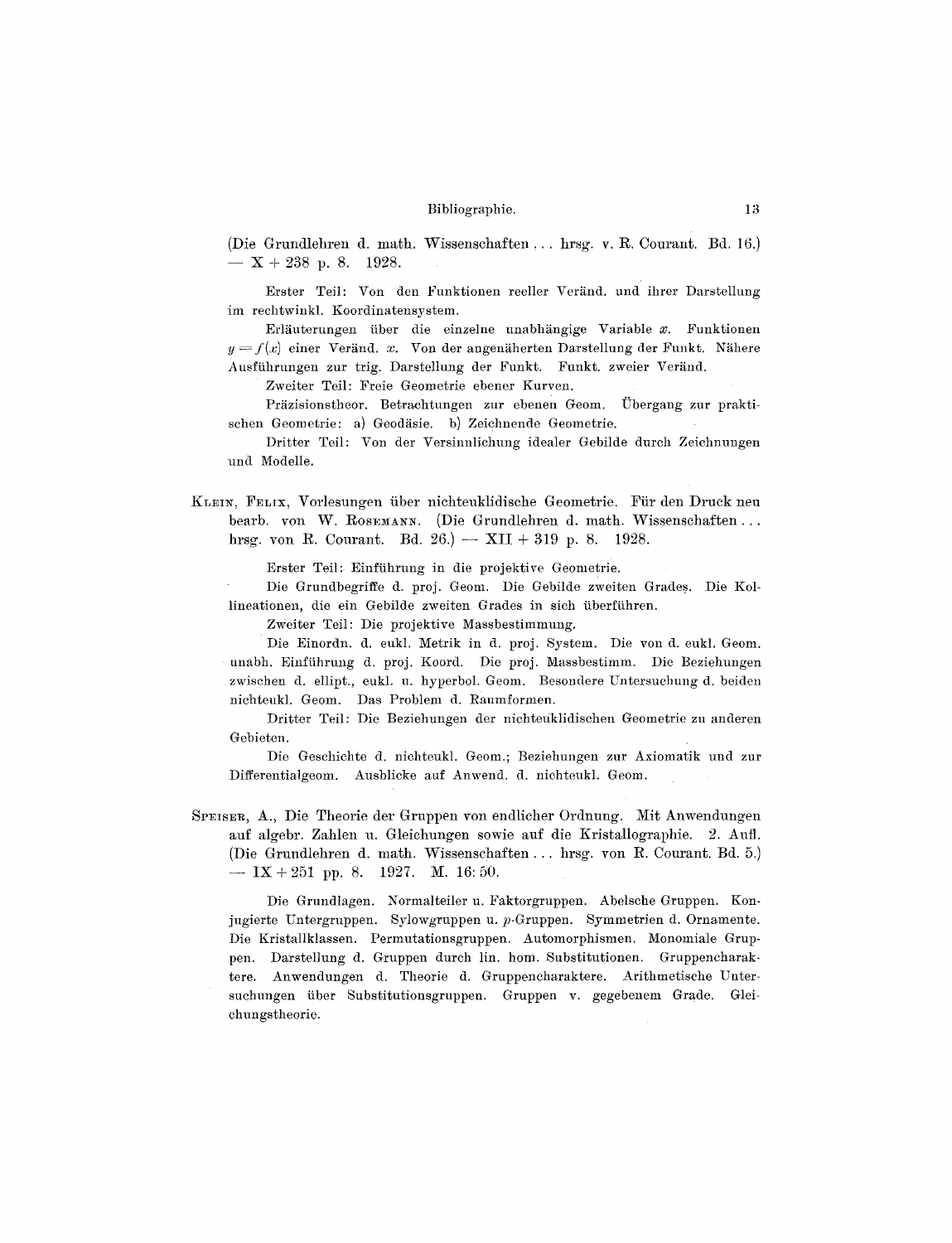(Die Grundlehren d. math. Wissenschaften ... hrsg. v. R. Courant. Bd. 16.) — X + 238 p. 8. 1928.

Erster Teil: Von den Funktionen reeller Veränd. und ihrer Darstellung im rechtwinkl. Koordinatensystem.

Erläuterungen über die einzelne unabhängige Variable $x$. Funktionen $y = f(x)$ einer Veränd. $x$. Von der angenäherten Darstellung der Funkt. Nähere Ausführungen zur trig. Darstellung der Funkt. Funkt. zweier Veränd.

Zweiter Teil: Freie Geometrie ebener Kurven.

Präzisionstheor. Betrachtungen zur ebenen Geom. Übergang zur praktischen Geometrie: a) Geodäsie. b) Zeichnende Geometrie.

Dritter Teil: Von der Versinnlichung idealer Gebilde durch Zeichnungen und Modelle.

Klein, Felix, Vorlesungen über nichteuklidische Geometrie. Für den Druck neu bearb. von W. Rosemann. (Die Grundlehren d. math. Wissenschaften ... hrsg. von R. Courant. Bd. 26.) — XII + 319 p. 8. 1928.

Erster Teil: Einführung in die projektive Geometrie.

Die Grundbegriffe d. proj. Geom. Die Gebilde zweiten Grades. Die Kollineationen, die ein Gebilde zweiten Grades in sich überführen.

Zweiter Teil: Die projektive Massbestimmung.

Die Einordn. d. eukl. Metrik in d. proj. System. Die von d. eukl. Geom. unabh. Einführung d. proj. Koord. Die proj. Massbestimm. Die Beziehungen zwischen d. ellipt., eukl. u. hyperbol. Geom. Besondere Untersuchung d. beiden nichteukl. Geom. Das Problem d. Raumformen.

Dritter Teil: Die Beziehungen der nichteuklidischen Geometrie zu anderen Gebieten.

Die Geschichte d. nichteukl. Geom.; Beziehungen zur Axiomatik und zur Differentialgeom. Ausblicke auf Anwend. d. nichteukl. Geom.

Speiser, A., Die Theorie der Gruppen von endlicher Ordnung. Mit Anwendungen auf algebr. Zahlen u. Gleichungen sowie auf die Kristallographie. 2. Aufl. (Die Grundlehren d. math. Wissenschaften ... hrsg. von R. Courant. Bd. 5.) — IX + 251 pp. 8. 1927. M. 16:50.

Die Grundlagen. Normalteiler u. Faktorgruppen. Abelsche Gruppen. Konjugierte Untergruppen. Sylowgruppen u. $p$-Gruppen. Symmetrien d. Ornamente. Die Kristallklassen. Permutationsgruppen. Automorphismen. Monomiale Gruppen. Darstellung d. Gruppen durch lin. hom. Substitutionen. Gruppencharaktere. Anwendungen d. Theorie d. Gruppencharaktere. Arithmetische Untersuchungen über Substitutionsgruppen. Gruppen v. gegebenem Grade. Gleichungstheorie.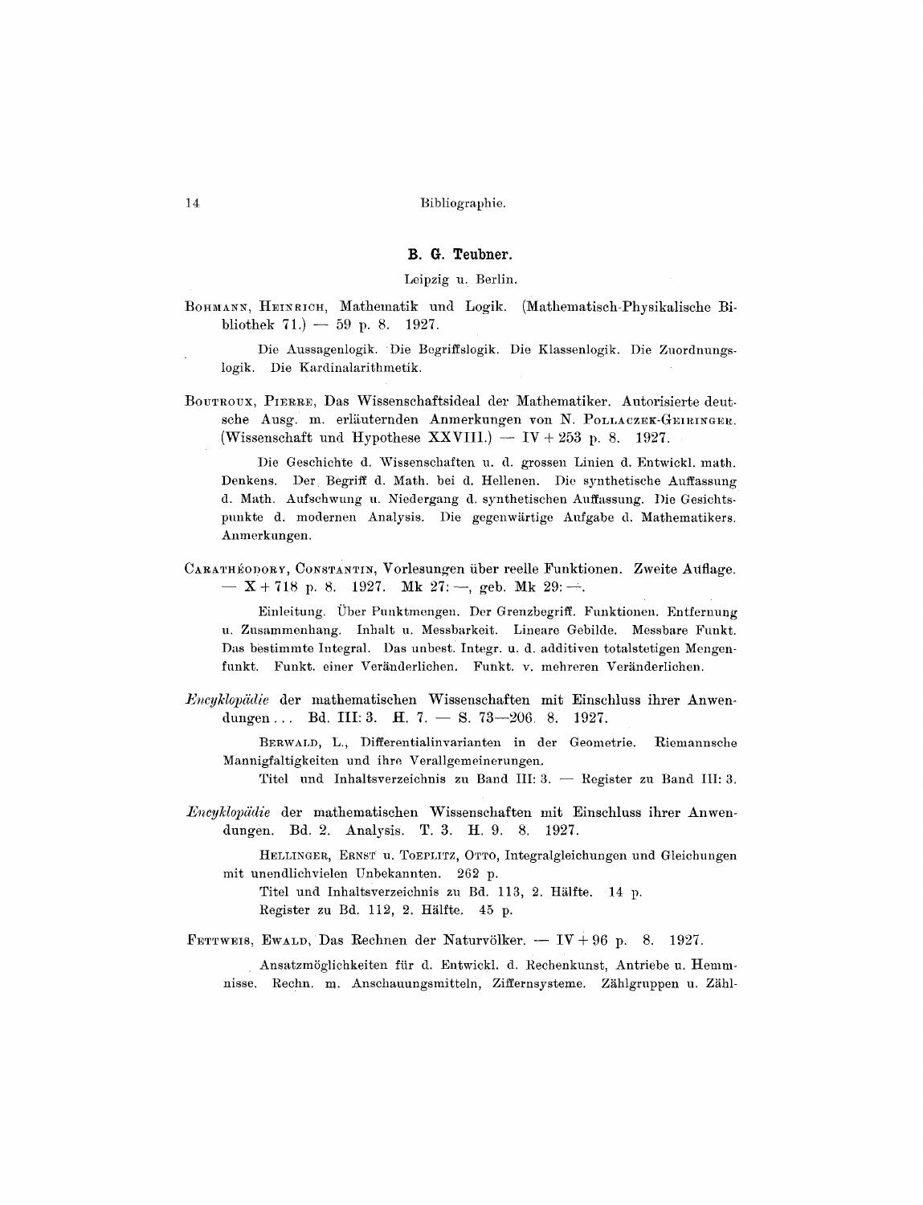## B. G. Teubner.

Leipzig u. Berlin.

BOHMANN, HEINRICH, Mathematik und Logik. (Mathematisch-Physikalische Bibliothek 71.) — 59 p. 8. 1927.

> Die Aussagenlogik. Die Begriffslogik. Die Klassenlogik. Die Zuordnungslogik. Die Kardinalarithmetik.

BOUTROUX, PIERRE, Das Wissenschaftsideal der Mathematiker. Autorisierte deutsche Ausg. m. erläuternden Anmerkungen von N. POLLACZEK-GEIRINGER. (Wissenschaft und Hypothese XXVIII.) — IV + 253 p. 8. 1927.

> Die Geschichte d. Wissenschaften u. d. grossen Linien d. Entwickl. math. Denkens. Der Begriff d. Math. bei d. Hellenen. Die synthetische Auffassung d. Math. Aufschwung u. Niedergang d. synthetischen Auffassung. Die Gesichtspunkte d. modernen Analysis. Die gegenwärtige Aufgabe d. Mathematikers. Anmerkungen.

CARATHÉODORY, CONSTANTIN, Vorlesungen über reelle Funktionen. Zweite Auflage. — X + 718 p. 8. 1927. Mk 27: —, geb. Mk 29: —.

> Einleitung. Über Punktmengen. Der Grenzbegriff. Funktionen. Entfernung u. Zusammenhang. Inhalt u. Messbarkeit. Lineare Gebilde. Messbare Funkt. Das bestimmte Integral. Das unbest. Integr. u. d. additiven totalstetigen Mengenfunkt. Funkt. einer Veränderlichen. Funkt. v. mehreren Veränderlichen.

*Encyklopädie* der mathematischen Wissenschaften mit Einschluss ihrer Anwendungen ... Bd. III: 3. H. 7. — S. 73—206. 8. 1927.

> BERWALD, L., Differentialinvarianten in der Geometrie. Riemannsche Mannigfaltigkeiten und ihre Verallgemeinerungen.
>
> Titel und Inhaltsverzeichnis zu Band III: 3. — Register zu Band III: 3.

*Encyklopädie* der mathematischen Wissenschaften mit Einschluss ihrer Anwendungen. Bd. 2. Analysis. T. 3. H. 9. 8. 1927.

> HELLINGER, ERNST u. TOEPLITZ, OTTO, Integralgleichungen und Gleichungen mit unendlichvielen Unbekannten. 262 p.
>
> Titel und Inhaltsverzeichnis zu Bd. 113, 2. Hälfte. 14 p.
>
> Register zu Bd. 112, 2. Hälfte. 45 p.

FETTWEIS, EWALD, Das Rechnen der Naturvölker. — IV + 96 p. 8. 1927.

> Ansatzmöglichkeiten für d. Entwickl. d. Rechenkunst, Antriebe u. Hemmnisse. Rechn. m. Anschauungsmitteln, Ziffernsysteme. Zählgruppen u. Zähl-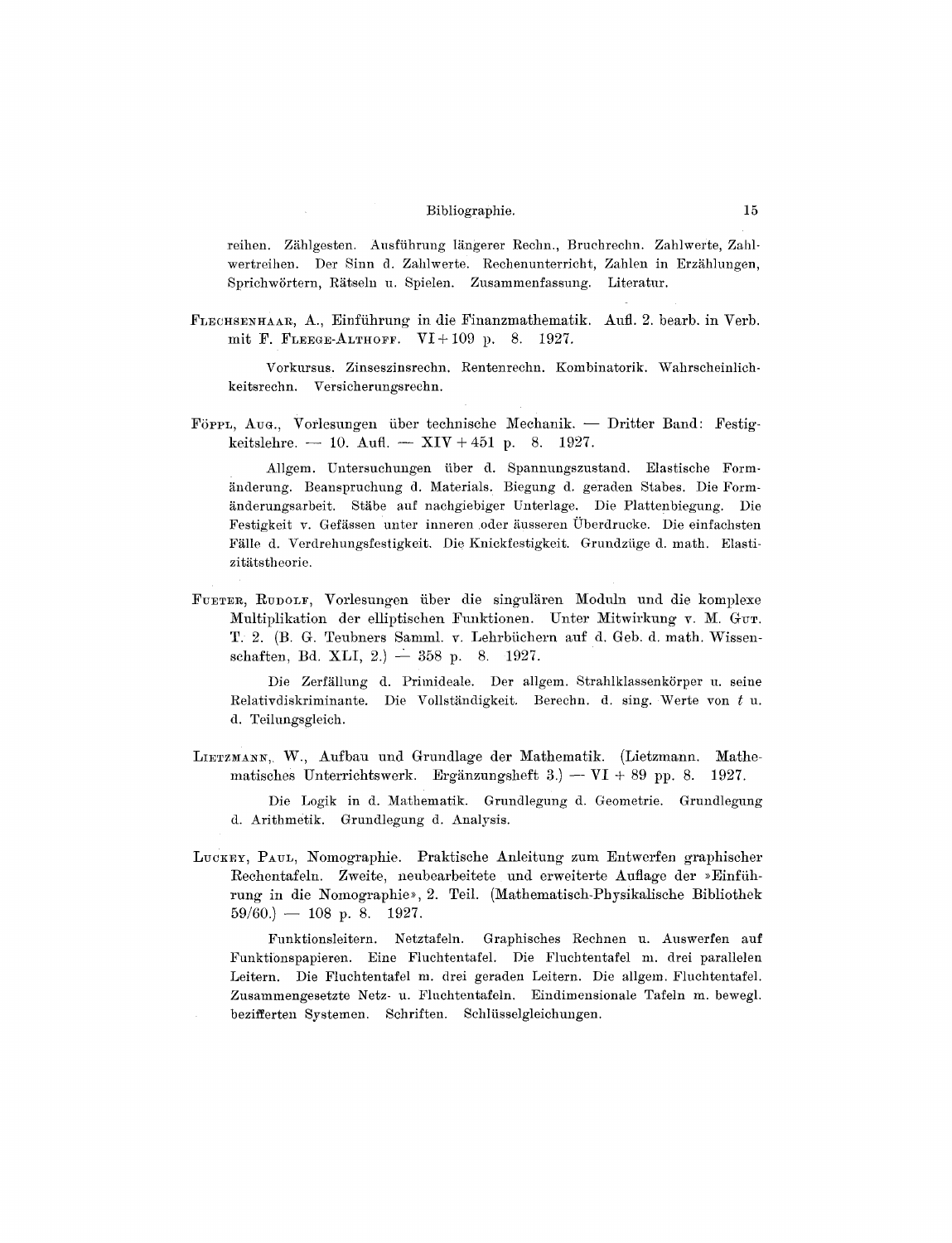reihen. Zählgesten. Ausführung längerer Rechn., Bruchrechn. Zahlwerte, Zahlwertreihen. Der Sinn d. Zahlwerte. Rechenunterricht, Zahlen in Erzählungen, Sprichwörtern, Rätseln u. Spielen. Zusammenfassung. Literatur.

FLECHSENHAAR, A., Einführung in die Finanzmathematik. Aufl. 2. bearb. in Verb. mit F. FLEEGE-ALTHOFF. VI + 109 p. 8. 1927.

> Vorkursus. Zinseszinsrechn. Rentenrechn. Kombinatorik. Wahrscheinlichkeitsrechn. Versicherungsrechn.

FÖPPL, AUG., Vorlesungen über technische Mechanik. — Dritter Band: Festigkeitslehre. — 10. Aufl. — XIV + 451 p. 8. 1927.

> Allgem. Untersuchungen über d. Spannungszustand. Elastische Formänderung. Beanspruchung d. Materials. Biegung d. geraden Stabes. Die Formänderungsarbeit. Stäbe auf nachgiebiger Unterlage. Die Plattenbiegung. Die Festigkeit v. Gefässen unter inneren oder äusseren Überdrucke. Die einfachsten Fälle d. Verdrehungsfestigkeit. Die Knickfestigkeit. Grundzüge d. math. Elastizitätstheorie.

FUETER, RUDOLF, Vorlesungen über die singulären Moduln und die komplexe Multiplikation der elliptischen Funktionen. Unter Mitwirkung v. M. GUT. T. 2. (B. G. Teubners Samml. v. Lehrbüchern auf d. Geb. d. math. Wissenschaften, Bd. XLI, 2.) — 358 p. 8. 1927.

> Die Zerfällung d. Primideale. Der allgem. Strahlklassenkörper u. seine Relativdiskriminante. Die Vollständigkeit. Berechn. d. sing. Werte von $t$ u. d. Teilungsgleich.

LIETZMANN, W., Aufbau und Grundlage der Mathematik. (Lietzmann. Mathematisches Unterrichtswerk. Ergänzungsheft 3.) — VI + 89 pp. 8. 1927.

> Die Logik in d. Mathematik. Grundlegung d. Geometrie. Grundlegung d. Arithmetik. Grundlegung d. Analysis.

LUCKEY, PAUL, Nomographie. Praktische Anleitung zum Entwerfen graphischer Rechentafeln. Zweite, neubearbeitete und erweiterte Auflage der »Einführung in die Nomographie«, 2. Teil. (Mathematisch-Physikalische Bibliothek 59/60.) — 108 p. 8. 1927.

> Funktionsleitern. Netztafeln. Graphisches Rechnen u. Auswerfen auf Funktionspapieren. Eine Fluchtentafel. Die Fluchtentafel m. drei parallelen Leitern. Die Fluchtentafel m. drei geraden Leitern. Die allgem. Fluchtentafel. Zusammengesetzte Netz- u. Fluchtentafeln. Eindimensionale Tafeln m. bewegl. bezifferten Systemen. Schriften. Schlüsselgleichungen.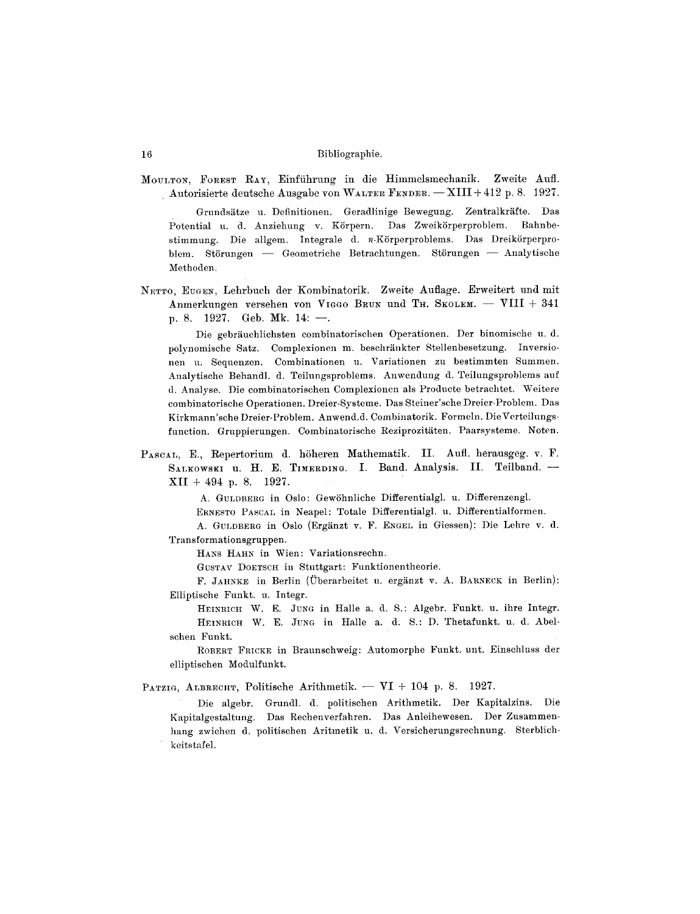MOULTON, FOREST RAY, Einführung in die Himmelsmechanik. Zweite Aufl. Autorisierte deutsche Ausgabe von WALTER FENDER. — XIII + 412 p. 8. 1927.

Grundsätze u. Definitionen. Geradlinige Bewegung. Zentralkräfte. Das Potential u. d. Anziehung v. Körpern. Das Zweikörperproblem. Bahnbestimmung. Die allgem. Integrale d. $n$-Körperproblems. Das Dreikörperproblem. Störungen — Geometriche Betrachtungen. Störungen — Analytische Methoden.

NETTO, EUGEN, Lehrbuch der Kombinatorik. Zweite Auflage. Erweitert und mit Anmerkungen versehen von VIGGO BRUN und TH. SKOLEM. — VIII + 341 p. 8. 1927. Geb. Mk. 14: —.

Die gebräuchlichsten combinatorischen Operationen. Der binomische u. d. polynomische Satz. Complexionen m. beschränkter Stellenbesetzung. Inversionen u. Sequenzen. Combinationen u. Variationen zu bestimmten Summen. Analytische Behandl. d. Teilungsproblems. Anwendung d. Teilungsproblems auf d. Analyse. Die combinatorischen Complexionen als Producte betrachtet. Weitere combinatorische Operationen. Dreier-Systeme. Das Steiner'sche Dreier-Problem. Das Kirkmann'sche Dreier-Problem. Anwend. d. Combinatorik. Formeln. Die Verteilungsfunction. Gruppierungen. Combinatorische Reziprozitäten. Paarsysteme. Noten.

PASCAL, E., Repertorium d. höheren Mathematik. II. Aufl. herausgeg. v. F. SALKOWSKI u. H. E. TIMERDING. I. Band. Analysis. II. Teilband. — XII + 494 p. 8. 1927.

A. GULDBERG in Oslo: Gewöhnliche Differentialgl. u. Differenzengl.

ERNESTO PASCAL in Neapel: Totale Differentialgl. u. Differentialformen.

A. GULDBERG in Oslo (Ergänzt v. F. ENGEL in Giessen): Die Lehre v. d. Transformationsgruppen.

HANS HAHN in Wien: Variationsrechn.

GUSTAV DOETSCH in Stuttgart: Funktionentheorie.

F. JAHNKE in Berlin (Überarbeitet u. ergänzt v. A. BARNECK in Berlin): Elliptische Funkt. u. Integr.

HEINRICH W. E. JUNG in Halle a. d. S.: Algebr. Funkt. u. ihre Integr.

HEINRICH W. E. JUNG in Halle a. d. S.: D. Thetafunkt. u. d. Abelschen Funkt.

ROBERT FRICKE in Braunschweig: Automorphe Funkt. unt. Einschluss der elliptischen Modulfunkt.

PATZIG, ALBRECHT, Politische Arithmetik. — VI + 104 p. 8. 1927.

Die algebr. Grundl. d. politischen Arithmetik. Der Kapitalzins. Die Kapitalgestaltung. Das Rechenverfahren. Das Anleihewesen. Der Zusammenhang zwichen d. politischen Aritmetik u. d. Versicherungsrechnung. Sterblichkeitstafel.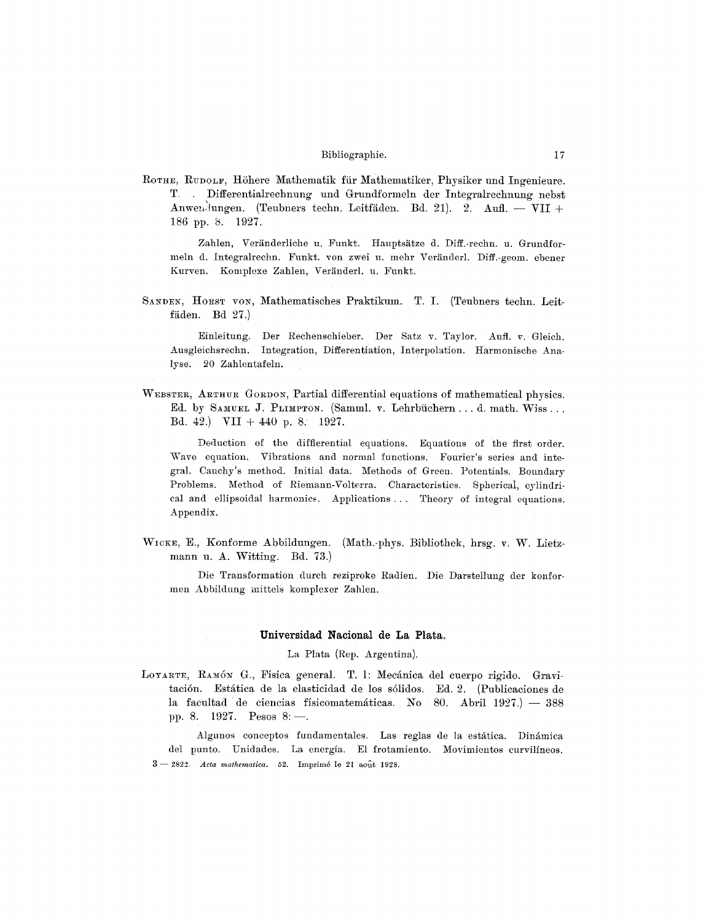ROTHE, RUDOLF, Höhere Mathematik für Mathematiker, Physiker und Ingenieure. T. . Differentialrechnung und Grundformeln der Integralrechnung nebst Anwendungen. (Teubners techn. Leitfäden. Bd. 21). 2. Aufl. — VII + 186 pp. 8. 1927.

> Zahlen, Veränderliche u. Funkt. Hauptsätze d. Diff.-rechn. u. Grundformeln d. Integralrechn. Funkt. von zwei u. mehr Veränderl. Diff.-geom. ebener Kurven. Komplexe Zahlen, Veränderl. u. Funkt.

SANDEN, HORST VON, Mathematisches Praktikum. T. I. (Teubners techn. Leitfäden. Bd 27.)

> Einleitung. Der Rechenschieber. Der Satz v. Taylor. Aufl. v. Gleich. Ausgleichsrechn. Integration, Differentiation, Interpolation. Harmonische Analyse. 20 Zahlentafeln.

WEBSTER, ARTHUR GORDON, Partial differential equations of mathematical physics. Ed. by SAMUEL J. PLIMPTON. (Samml. v. Lehrbüchern ... d. math. Wiss ... Bd. 42.) VII + 440 p. 8. 1927.

> Deduction of the diffierential equations. Equations of the first order. Wave equation. Vibrations and normal functions. Fourier's series and integral. Cauchy's method. Initial data. Methods of Green. Potentials. Boundary Problems. Method of Riemann-Volterra. Characteristics. Spherical, cylindrical and ellipsoidal harmonics. Applications ... Theory of integral equations. Appendix.

WICKE, E., Konforme Abbildungen. (Math.-phys. Bibliothek, hrsg. v. W. Lietzmann u. A. Witting. Bd. 73.)

> Die Transformation durch reziproke Radien. Die Darstellung der konformen Abbildung mittels komplexer Zahlen.

## Universidad Nacional de La Plata.

La Plata (Rep. Argentina).

LOYARTE, RAMÓN G., Física general. T. 1: Mecánica del cuerpo rigido. Gravitación. Estática de la elasticidad de los sólidos. Ed. 2. (Publicaciones de la facultad de ciencias físicomatemáticas. No 80. Abril 1927.) — 388 pp. 8. 1927. Pesos 8: —.

> Algunos conceptos fundamentales. Las reglas de la estática. Dinámica del punto. Unidades. La energía. El frotamiento. Movimientos curvilíneos.

3 — 2822. *Acta mathematica.* 52. Imprimé le 21 août 1928.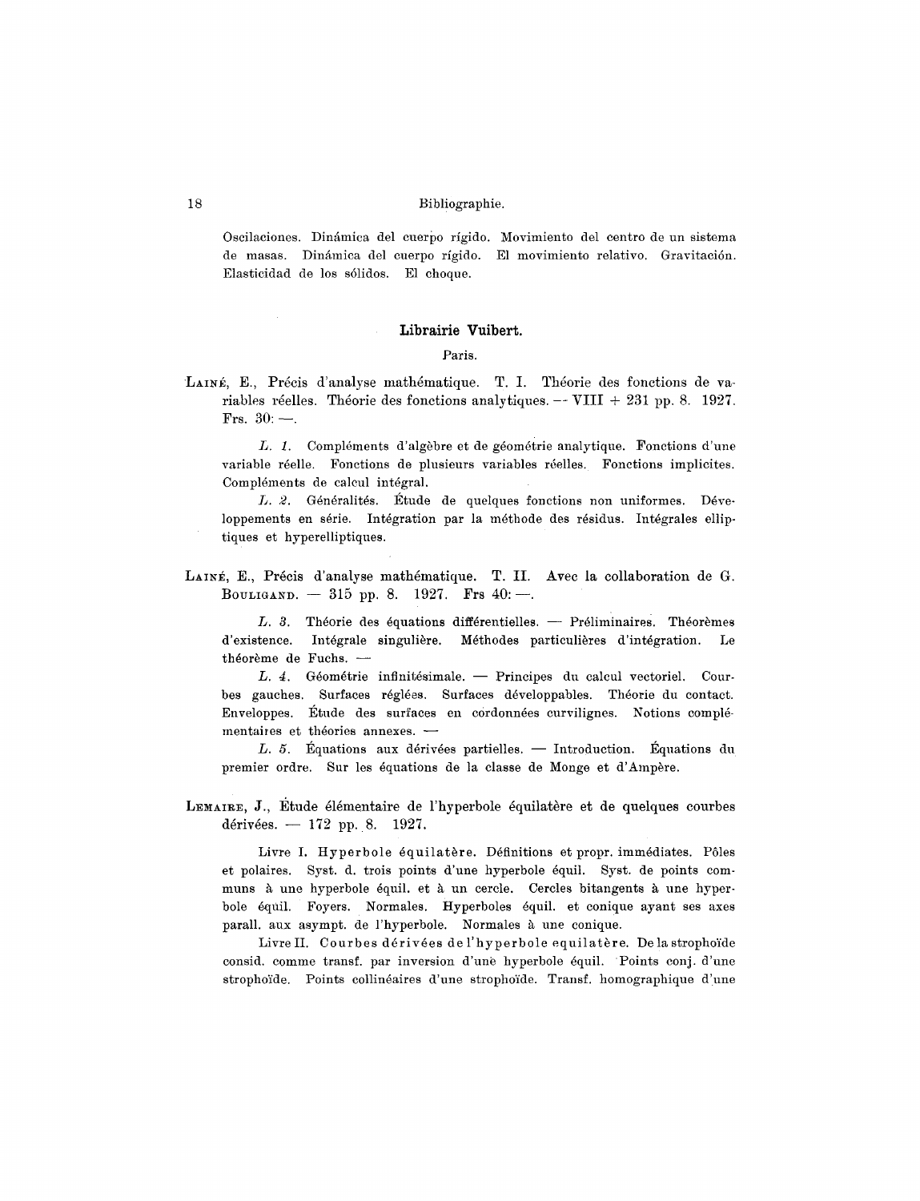Oscilaciones. Dinámica del cuerpo rígido. Movimiento del centro de un sistema de masas. Dinámica del cuerpo rígido. El movimiento relativo. Gravitación. Elasticidad de los sólidos. El choque.

### Librairie Vuibert.

Paris.

LAINÉ, E., Précis d'analyse mathématique. T. I. Théorie des fonctions de variables réelles. Théorie des fonctions analytiques. — VIII + 231 pp. 8. 1927. Frs. 30: —.

*L. 1.* Compléments d'algèbre et de géométrie analytique. Fonctions d'une variable réelle. Fonctions de plusieurs variables réelles. Fonctions implicites. Compléments de calcul intégral.

*L. 2.* Généralités. Étude de quelques fonctions non uniformes. Développements en série. Intégration par la méthode des résidus. Intégrales elliptiques et hyperelliptiques.

LAINÉ, E., Précis d'analyse mathématique. T. II. Avec la collaboration de G. BOULIGAND. — 315 pp. 8. 1927. Frs 40: —.

*L. 3.* Théorie des équations différentielles. — Préliminaires. Théorèmes d'existence. Intégrale singulière. Méthodes particulières d'intégration. Le théorème de Fuchs. —

*L. 4.* Géométrie infinitésimale. — Principes du calcul vectoriel. Courbes gauches. Surfaces réglées. Surfaces développables. Théorie du contact. Enveloppes. Étude des surfaces en cordonnées curvilignes. Notions complémentaires et théories annexes. —

*L. 5.* Équations aux dérivées partielles. — Introduction. Équations du premier ordre. Sur les équations de la classe de Monge et d'Ampère.

LEMAIRE, J., Étude élémentaire de l'hyperbole équilatère et de quelques courbes dérivées. — 172 pp. 8. 1927.

Livre I. Hyperbole équilatère. Définitions et propr. immédiates. Pôles et polaires. Syst. d. trois points d'une hyperbole équil. Syst. de points communs à une hyperbole équil. et à un cercle. Cercles bitangents à une hyperbole équil. Foyers. Normales. Hyperboles équil. et conique ayant ses axes parall. aux asympt. de l'hyperbole. Normales à une conique.

Livre II. Courbes dérivées de l'hyperbole equilatère. De la strophoïde consid. comme transf. par inversion d'une hyperbole équil. Points conj. d'une strophoïde. Points collinéaires d'une strophoïde. Transf. homographique d'une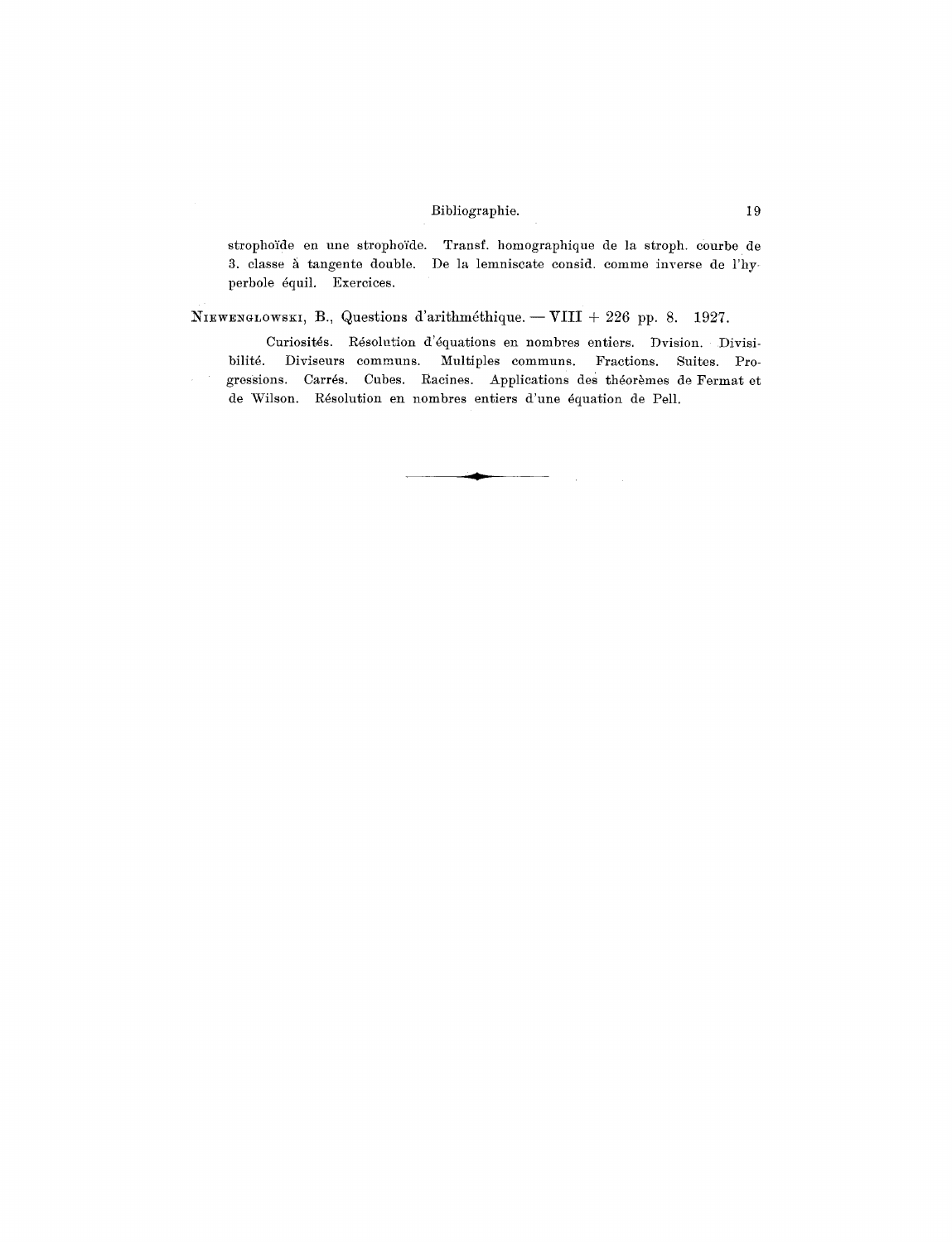strophoïde en une strophoïde. Transf. homographique de la stroph. courbe de 3. classe à tangente double. De la lemniscate consid. comme inverse de l'hyperbole équil. Exercices.

NIEWENGLOWSKI, B., Questions d'arithméthique. — VIII + 226 pp. 8. 1927.

Curiosités. Résolution d'équations en nombres entiers. Dvision. Divisibilité. Diviseurs communs. Multiples communs. Fractions. Suites. Progressions. Carrés. Cubes. Racines. Applications des théorèmes de Fermat et de Wilson. Résolution en nombres entiers d'une équation de Pell.